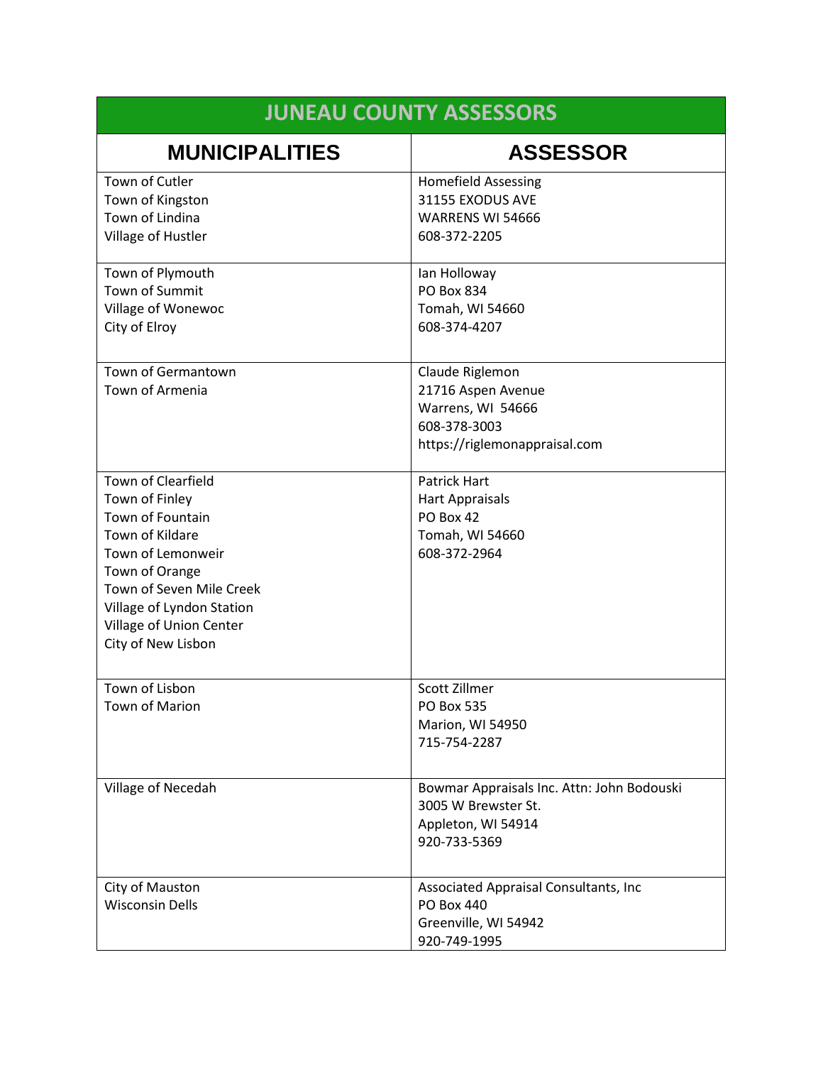# JUNEAU COUNTY ASSESSORS

| MUNICIPALITIES | ASSESSOR |
|---|---|
| Town of Cutler<br>Town of Kingston<br>Town of Lindina<br>Village of Hustler | Homefield Assessing<br>31155 EXODUS AVE<br>WARRENS WI 54666<br>608-372-2205 |
| Town of Plymouth<br>Town of Summit<br>Village of Wonewoc<br>City of Elroy | Ian Holloway<br>PO Box 834<br>Tomah, WI 54660<br>608-374-4207 |
| Town of Germantown<br>Town of Armenia | Claude Riglemon<br>21716 Aspen Avenue<br>Warrens, WI 54666<br>608-378-3003<br>https://riglemonappraisal.com |
| Town of Clearfield<br>Town of Finley<br>Town of Fountain<br>Town of Kildare<br>Town of Lemonweir<br>Town of Orange<br>Town of Seven Mile Creek<br>Village of Lyndon Station<br>Village of Union Center<br>City of New Lisbon | Patrick Hart<br>Hart Appraisals<br>PO Box 42<br>Tomah, WI 54660<br>608-372-2964 |
| Town of Lisbon<br>Town of Marion | Scott Zillmer<br>PO Box 535<br>Marion, WI 54950<br>715-754-2287 |
| Village of Necedah | Bowmar Appraisals Inc. Attn: John Bodouski<br>3005 W Brewster St.<br>Appleton, WI 54914<br>920-733-5369 |
| City of Mauston<br>Wisconsin Dells | Associated Appraisal Consultants, Inc<br>PO Box 440<br>Greenville, WI 54942<br>920-749-1995 |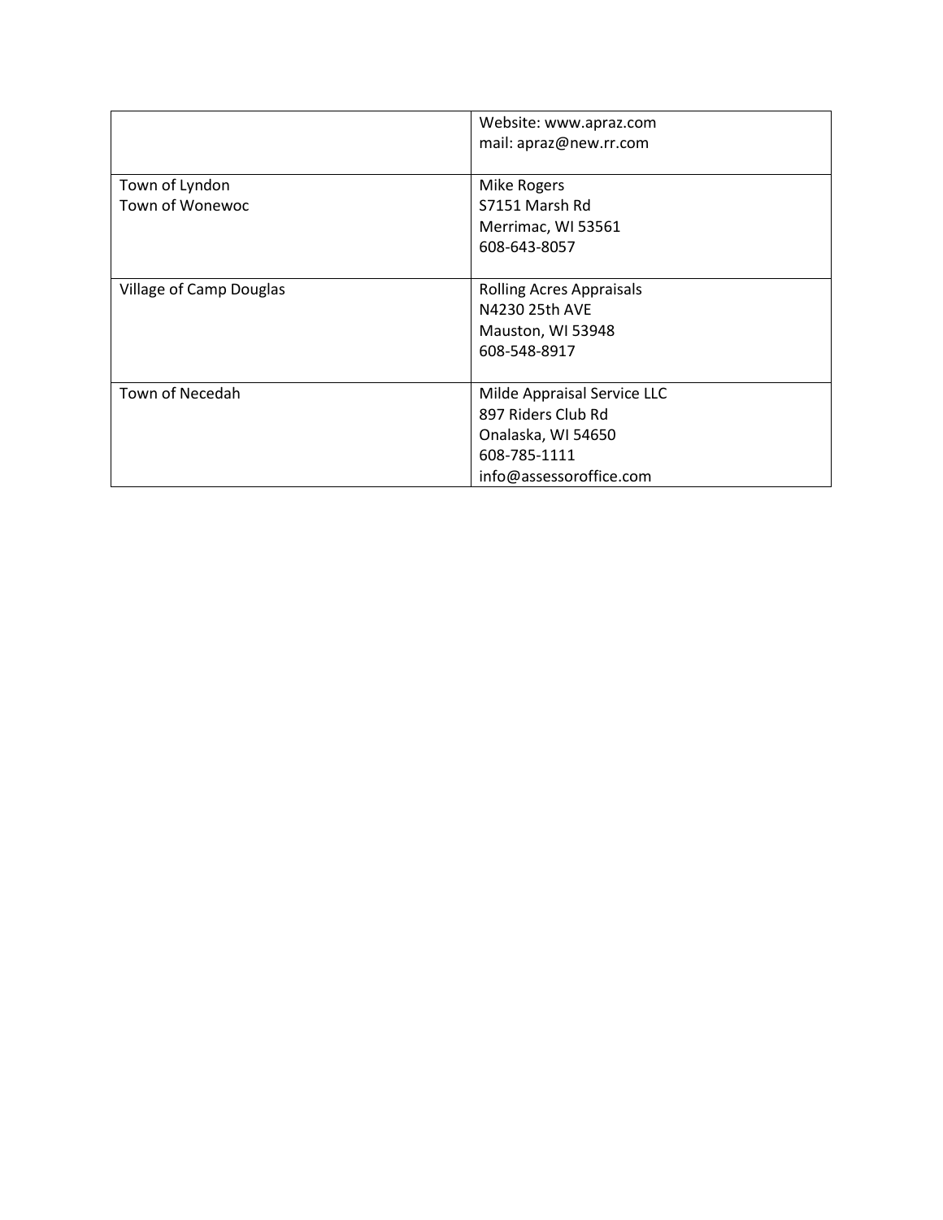| | |
|---|---|
| | Website: www.apraz.com<br>mail: apraz@new.rr.com |
| Town of Lyndon<br>Town of Wonewoc | Mike Rogers<br>S7151 Marsh Rd<br>Merrimac, WI 53561<br>608-643-8057 |
| Village of Camp Douglas | Rolling Acres Appraisals<br>N4230 25th AVE<br>Mauston, WI 53948<br>608-548-8917 |
| Town of Necedah | Milde Appraisal Service LLC<br>897 Riders Club Rd<br>Onalaska, WI 54650<br>608-785-1111<br>info@assessoroffice.com |